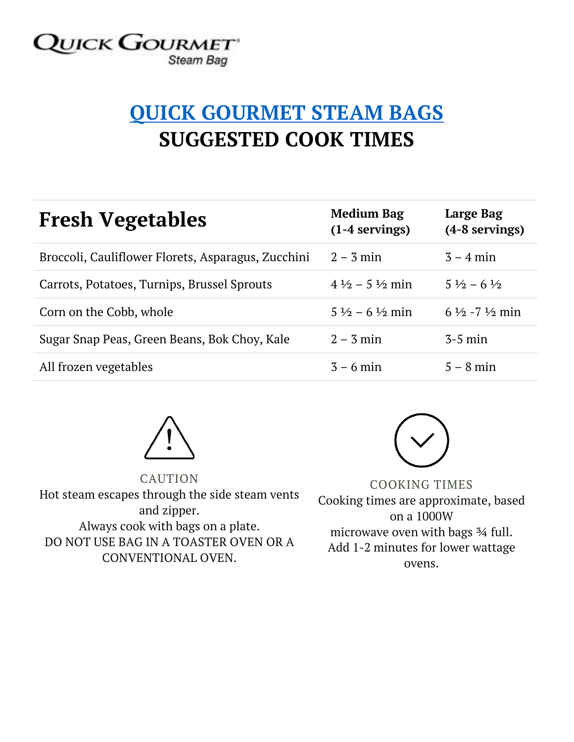**QUICK GOURMET**
*Steam Bag*

# QUICK GOURMET STEAM BAGS
# SUGGESTED COOK TIMES

| **Fresh Vegetables** | **Medium Bag (1-4 servings)** | **Large Bag (4-8 servings)** |
|---|---|---|
| Broccoli, Cauliflower Florets, Asparagus, Zucchini | 2 – 3 min | 3 – 4 min |
| Carrots, Potatoes, Turnips, Brussel Sprouts | 4 ½ – 5 ½ min | 5 ½ – 6 ½ |
| Corn on the Cobb, whole | 5 ½ – 6 ½ min | 6 ½ -7 ½ min |
| Sugar Snap Peas, Green Beans, Bok Choy, Kale | 2 – 3 min | 3-5 min |
| All frozen vegetables | 3 – 6 min | 5 – 8 min |

CAUTION

Hot steam escapes through the side steam vents and zipper.
Always cook with bags on a plate.
DO NOT USE BAG IN A TOASTER OVEN OR A CONVENTIONAL OVEN.

COOKING TIMES

Cooking times are approximate, based on a 1000W microwave oven with bags ¾ full.
Add 1-2 minutes for lower wattage ovens.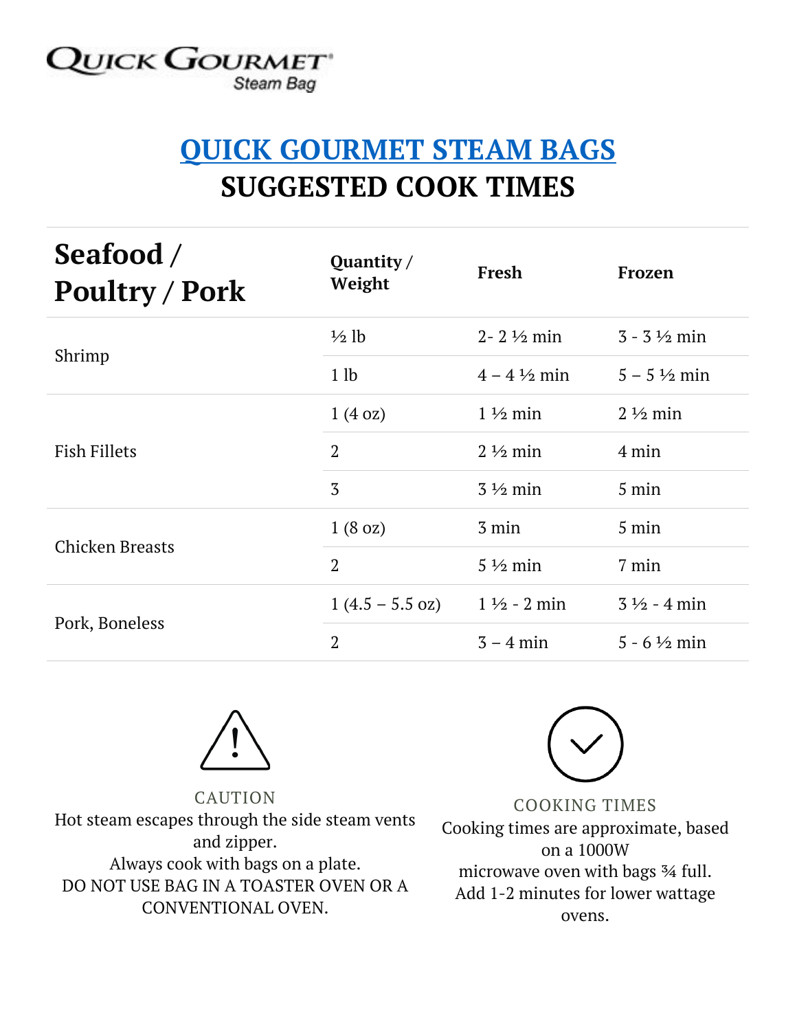Quick Gourmet® Steam Bag

# QUICK GOURMET STEAM BAGS

# SUGGESTED COOK TIMES

| Seafood / Poultry / Pork | Quantity / Weight | Fresh | Frozen |
|---|---|---|---|
| Shrimp | ½ lb | 2- 2 ½ min | 3 - 3 ½ min |
| | 1 lb | 4 – 4 ½ min | 5 – 5 ½ min |
| Fish Fillets | 1 (4 oz) | 1 ½ min | 2 ½ min |
| | 2 | 2 ½ min | 4 min |
| | 3 | 3 ½ min | 5 min |
| Chicken Breasts | 1 (8 oz) | 3 min | 5 min |
| | 2 | 5 ½ min | 7 min |
| Pork, Boneless | 1 (4.5 – 5.5 oz) | 1 ½ - 2 min | 3 ½ - 4 min |
| | 2 | 3 – 4 min | 5 - 6 ½ min |

CAUTION

Hot steam escapes through the side steam vents and zipper.
Always cook with bags on a plate.
DO NOT USE BAG IN A TOASTER OVEN OR A CONVENTIONAL OVEN.

COOKING TIMES

Cooking times are approximate, based on a 1000W microwave oven with bags ¾ full.
Add 1-2 minutes for lower wattage ovens.